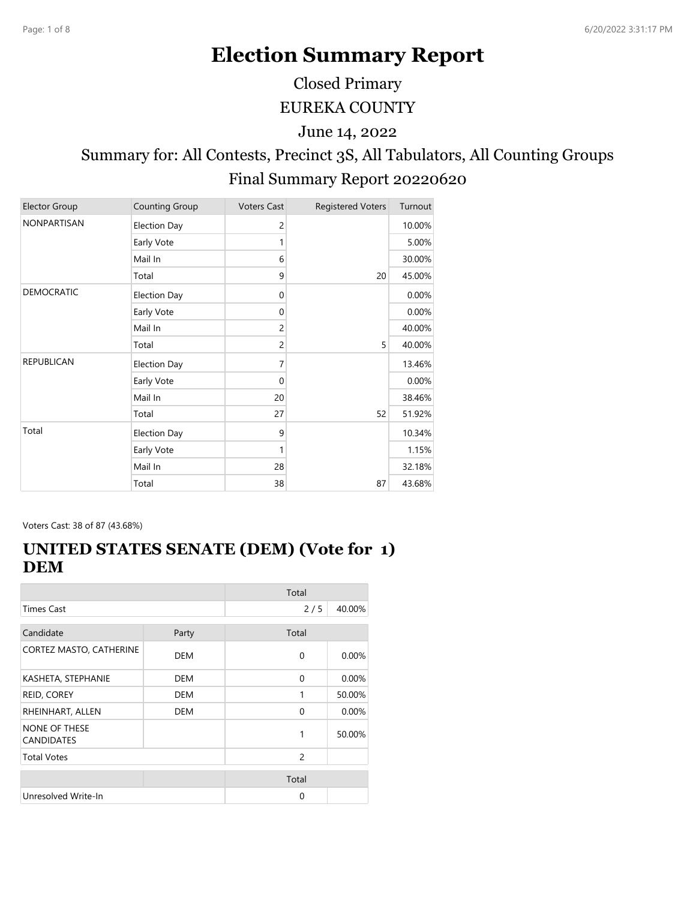# Election Summary Report

Closed Primary

EUREKA COUNTY

June 14, 2022

Summary for: All Contests, Precinct 3S, All Tabulators, All Counting Groups

Final Summary Report 20220620

| Elector Group | Counting Group | Voters Cast | Registered Voters | Turnout |
|---|---|---|---|---|
| NONPARTISAN | Election Day | 2 | | 10.00% |
| | Early Vote | 1 | | 5.00% |
| | Mail In | 6 | | 30.00% |
| | Total | 9 | 20 | 45.00% |
| DEMOCRATIC | Election Day | 0 | | 0.00% |
| | Early Vote | 0 | | 0.00% |
| | Mail In | 2 | | 40.00% |
| | Total | 2 | 5 | 40.00% |
| REPUBLICAN | Election Day | 7 | | 13.46% |
| | Early Vote | 0 | | 0.00% |
| | Mail In | 20 | | 38.46% |
| | Total | 27 | 52 | 51.92% |
| Total | Election Day | 9 | | 10.34% |
| | Early Vote | 1 | | 1.15% |
| | Mail In | 28 | | 32.18% |
| | Total | 38 | 87 | 43.68% |

Voters Cast: 38 of 87 (43.68%)

## UNITED STATES SENATE (DEM) (Vote for 1) DEM

| | | Total | |
|---|---|---|---|
| Times Cast | | 2 / 5 | 40.00% |

| Candidate | Party | Total | |
|---|---|---|---|
| CORTEZ MASTO, CATHERINE | DEM | 0 | 0.00% |
| KASHETA, STEPHANIE | DEM | 0 | 0.00% |
| REID, COREY | DEM | 1 | 50.00% |
| RHEINHART, ALLEN | DEM | 0 | 0.00% |
| NONE OF THESE CANDIDATES | | 1 | 50.00% |
| Total Votes | | 2 | |

| | | Total | |
|---|---|---|---|
| Unresolved Write-In | | 0 | |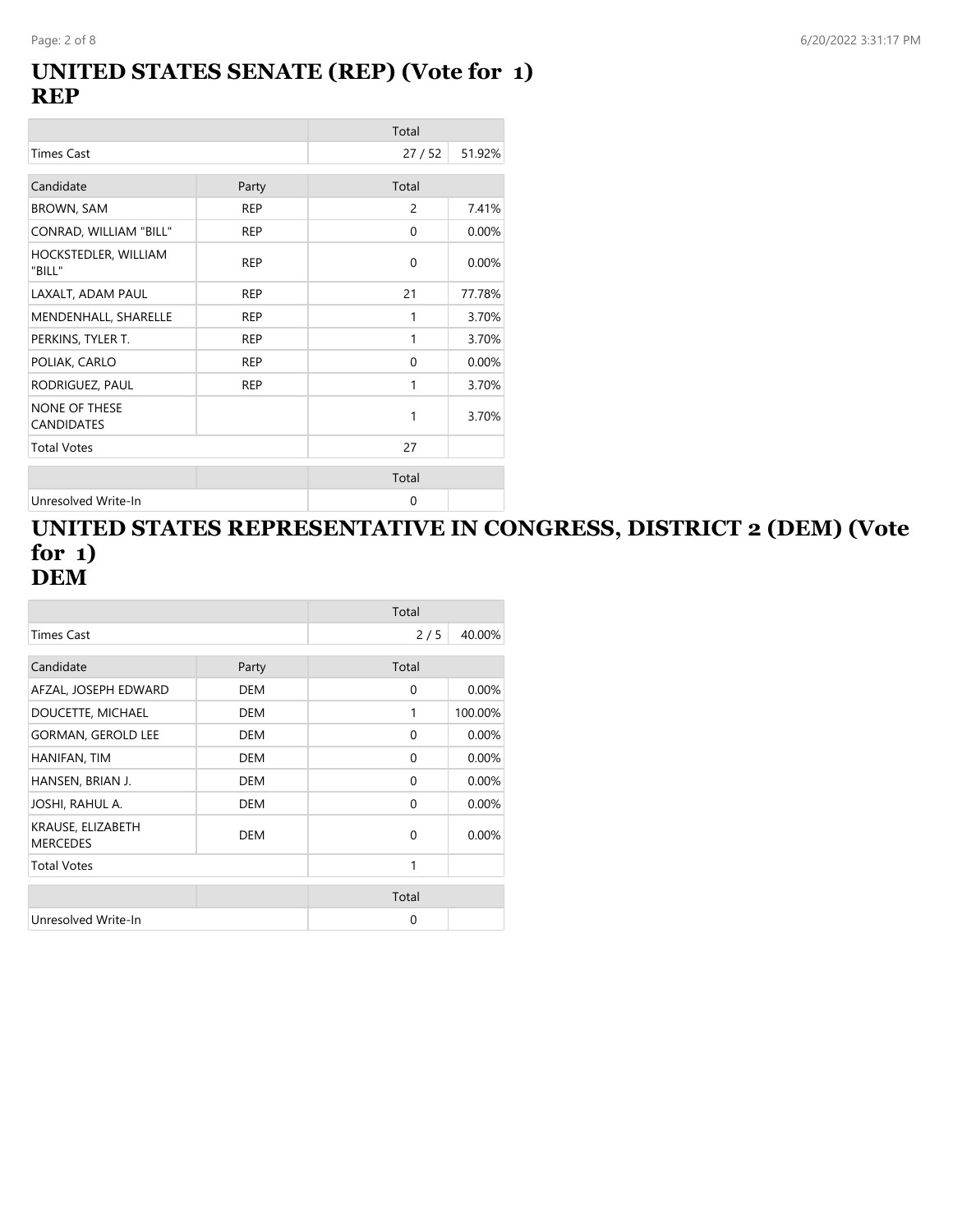## UNITED STATES SENATE (REP) (Vote for 1)
## REP

| | | Total | |
|---|---|---|---|
| Times Cast | | 27 / 52 | 51.92% |

| Candidate | Party | Total | |
|---|---|---|---|
| BROWN, SAM | REP | 2 | 7.41% |
| CONRAD, WILLIAM "BILL" | REP | 0 | 0.00% |
| HOCKSTEDLER, WILLIAM "BILL" | REP | 0 | 0.00% |
| LAXALT, ADAM PAUL | REP | 21 | 77.78% |
| MENDENHALL, SHARELLE | REP | 1 | 3.70% |
| PERKINS, TYLER T. | REP | 1 | 3.70% |
| POLIAK, CARLO | REP | 0 | 0.00% |
| RODRIGUEZ, PAUL | REP | 1 | 3.70% |
| NONE OF THESE CANDIDATES | | 1 | 3.70% |
| Total Votes | | 27 | |

| | | Total | |
|---|---|---|---|
| Unresolved Write-In | | 0 | |

## UNITED STATES REPRESENTATIVE IN CONGRESS, DISTRICT 2 (DEM) (Vote for 1)
## DEM

| | | Total | |
|---|---|---|---|
| Times Cast | | 2 / 5 | 40.00% |

| Candidate | Party | Total | |
|---|---|---|---|
| AFZAL, JOSEPH EDWARD | DEM | 0 | 0.00% |
| DOUCETTE, MICHAEL | DEM | 1 | 100.00% |
| GORMAN, GEROLD LEE | DEM | 0 | 0.00% |
| HANIFAN, TIM | DEM | 0 | 0.00% |
| HANSEN, BRIAN J. | DEM | 0 | 0.00% |
| JOSHI, RAHUL A. | DEM | 0 | 0.00% |
| KRAUSE, ELIZABETH MERCEDES | DEM | 0 | 0.00% |
| Total Votes | | 1 | |

| | | Total | |
|---|---|---|---|
| Unresolved Write-In | | 0 | |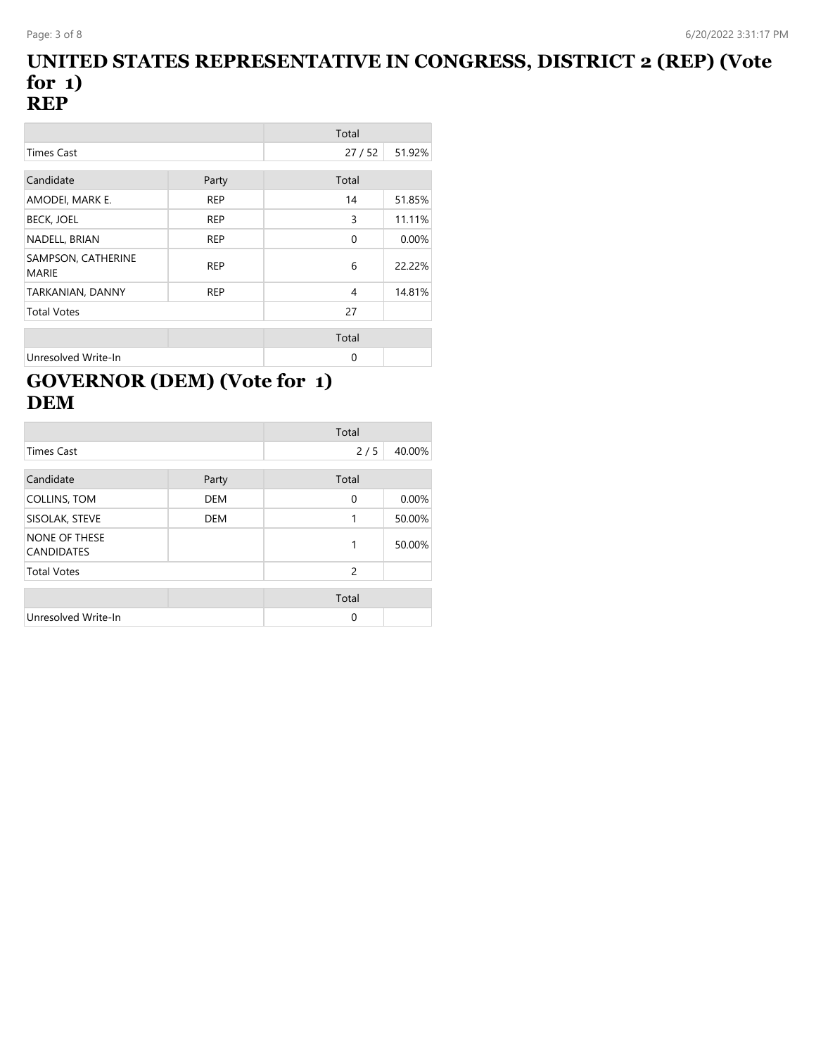# UNITED STATES REPRESENTATIVE IN CONGRESS, DISTRICT 2 (REP) (Vote for 1)
# REP

| | | Total | |
|---|---|---|---|
| Times Cast | | 27 / 52 | 51.92% |

| Candidate | Party | Total | |
|---|---|---|---|
| AMODEI, MARK E. | REP | 14 | 51.85% |
| BECK, JOEL | REP | 3 | 11.11% |
| NADELL, BRIAN | REP | 0 | 0.00% |
| SAMPSON, CATHERINE MARIE | REP | 6 | 22.22% |
| TARKANIAN, DANNY | REP | 4 | 14.81% |
| Total Votes | | 27 | |

| | | Total | |
|---|---|---|---|
| Unresolved Write-In | | 0 | |

# GOVERNOR (DEM) (Vote for 1)
# DEM

| | | Total | |
|---|---|---|---|
| Times Cast | | 2 / 5 | 40.00% |

| Candidate | Party | Total | |
|---|---|---|---|
| COLLINS, TOM | DEM | 0 | 0.00% |
| SISOLAK, STEVE | DEM | 1 | 50.00% |
| NONE OF THESE CANDIDATES | | 1 | 50.00% |
| Total Votes | | 2 | |

| | | Total | |
|---|---|---|---|
| Unresolved Write-In | | 0 | |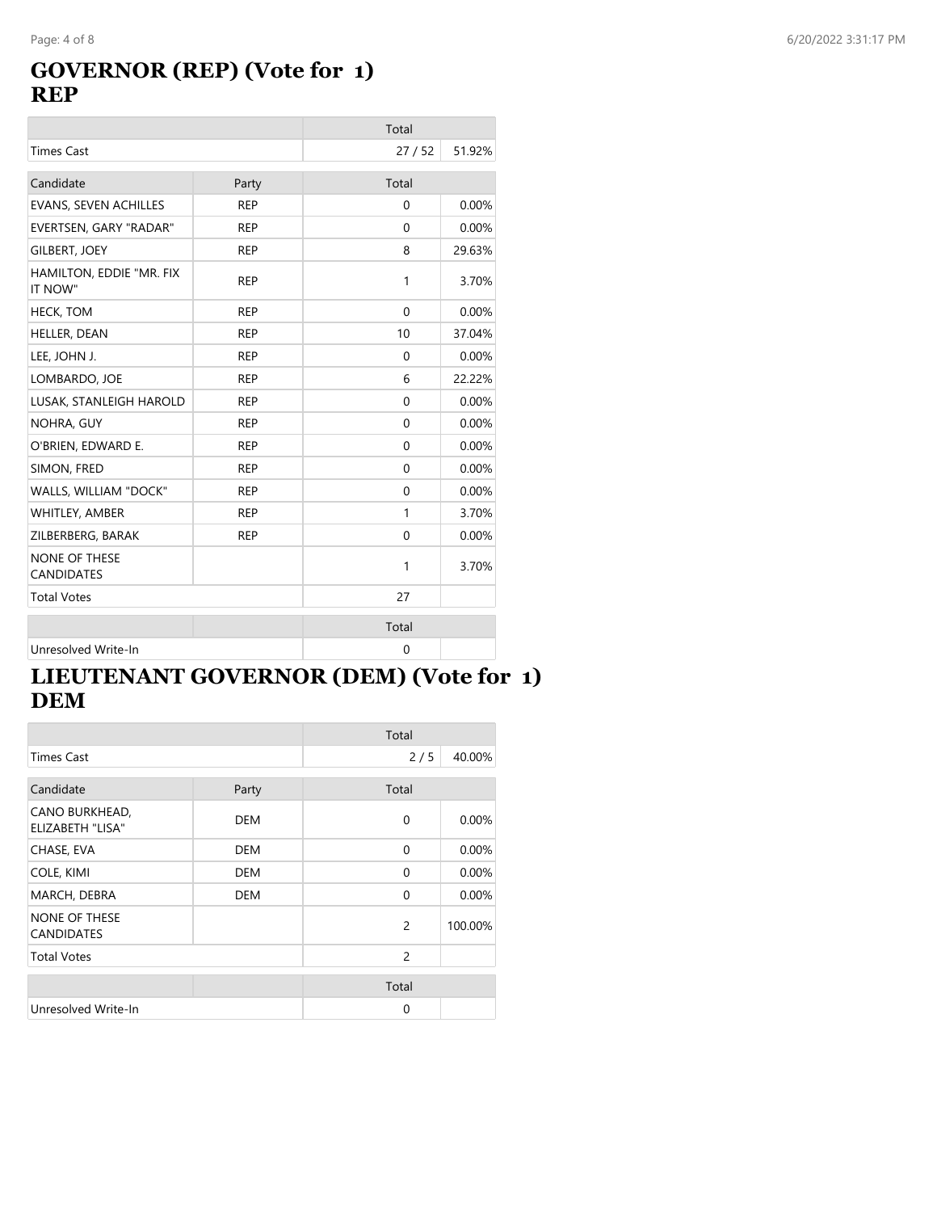## GOVERNOR (REP) (Vote for 1)
## REP

| | | Total | |
|---|---|---|---|
| Times Cast | | 27 / 52 | 51.92% |

| Candidate | Party | Total | |
|---|---|---|---|
| EVANS, SEVEN ACHILLES | REP | 0 | 0.00% |
| EVERTSEN, GARY "RADAR" | REP | 0 | 0.00% |
| GILBERT, JOEY | REP | 8 | 29.63% |
| HAMILTON, EDDIE "MR. FIX IT NOW" | REP | 1 | 3.70% |
| HECK, TOM | REP | 0 | 0.00% |
| HELLER, DEAN | REP | 10 | 37.04% |
| LEE, JOHN J. | REP | 0 | 0.00% |
| LOMBARDO, JOE | REP | 6 | 22.22% |
| LUSAK, STANLEIGH HAROLD | REP | 0 | 0.00% |
| NOHRA, GUY | REP | 0 | 0.00% |
| O'BRIEN, EDWARD E. | REP | 0 | 0.00% |
| SIMON, FRED | REP | 0 | 0.00% |
| WALLS, WILLIAM "DOCK" | REP | 0 | 0.00% |
| WHITLEY, AMBER | REP | 1 | 3.70% |
| ZILBERBERG, BARAK | REP | 0 | 0.00% |
| NONE OF THESE CANDIDATES | | 1 | 3.70% |
| Total Votes | | 27 | |

| | | Total | |
|---|---|---|---|
| Unresolved Write-In | | 0 | |

## LIEUTENANT GOVERNOR (DEM) (Vote for 1)
## DEM

| | | Total | |
|---|---|---|---|
| Times Cast | | 2 / 5 | 40.00% |

| Candidate | Party | Total | |
|---|---|---|---|
| CANO BURKHEAD, ELIZABETH "LISA" | DEM | 0 | 0.00% |
| CHASE, EVA | DEM | 0 | 0.00% |
| COLE, KIMI | DEM | 0 | 0.00% |
| MARCH, DEBRA | DEM | 0 | 0.00% |
| NONE OF THESE CANDIDATES | | 2 | 100.00% |
| Total Votes | | 2 | |

| | | Total | |
|---|---|---|---|
| Unresolved Write-In | | 0 | |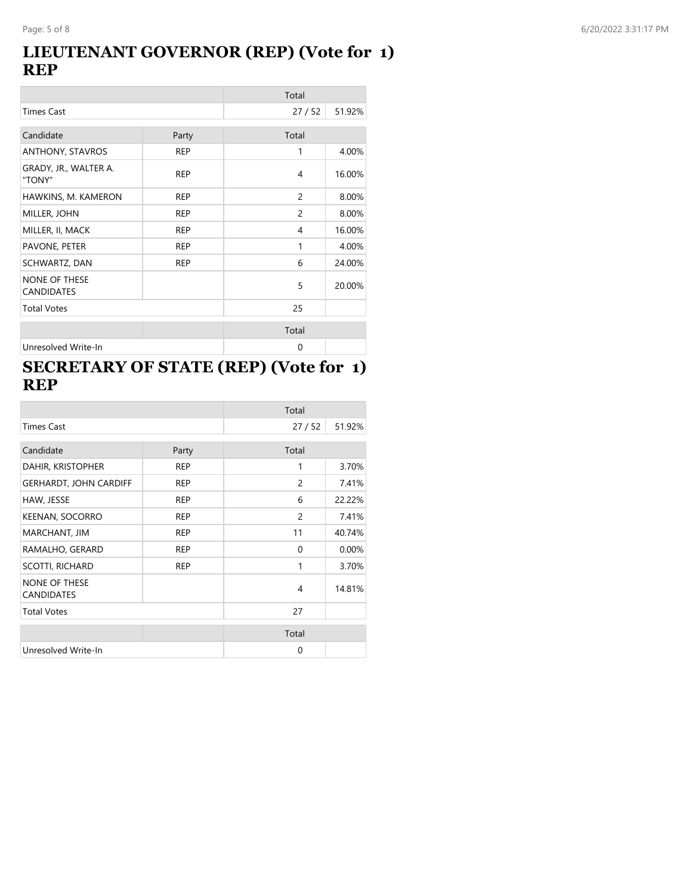# LIEUTENANT GOVERNOR (REP) (Vote for 1) REP

| | | Total | |
|---|---|---|---|
| Times Cast | | 27 / 52 | 51.92% |

| Candidate | Party | Total | |
|---|---|---|---|
| ANTHONY, STAVROS | REP | 1 | 4.00% |
| GRADY, JR., WALTER A. "TONY" | REP | 4 | 16.00% |
| HAWKINS, M. KAMERON | REP | 2 | 8.00% |
| MILLER, JOHN | REP | 2 | 8.00% |
| MILLER, II, MACK | REP | 4 | 16.00% |
| PAVONE, PETER | REP | 1 | 4.00% |
| SCHWARTZ, DAN | REP | 6 | 24.00% |
| NONE OF THESE CANDIDATES | | 5 | 20.00% |
| Total Votes | | 25 | |

| | | Total | |
|---|---|---|---|
| Unresolved Write-In | | 0 | |

# SECRETARY OF STATE (REP) (Vote for 1) REP

| | | Total | |
|---|---|---|---|
| Times Cast | | 27 / 52 | 51.92% |

| Candidate | Party | Total | |
|---|---|---|---|
| DAHIR, KRISTOPHER | REP | 1 | 3.70% |
| GERHARDT, JOHN CARDIFF | REP | 2 | 7.41% |
| HAW, JESSE | REP | 6 | 22.22% |
| KEENAN, SOCORRO | REP | 2 | 7.41% |
| MARCHANT, JIM | REP | 11 | 40.74% |
| RAMALHO, GERARD | REP | 0 | 0.00% |
| SCOTTI, RICHARD | REP | 1 | 3.70% |
| NONE OF THESE CANDIDATES | | 4 | 14.81% |
| Total Votes | | 27 | |

| | | Total | |
|---|---|---|---|
| Unresolved Write-In | | 0 | |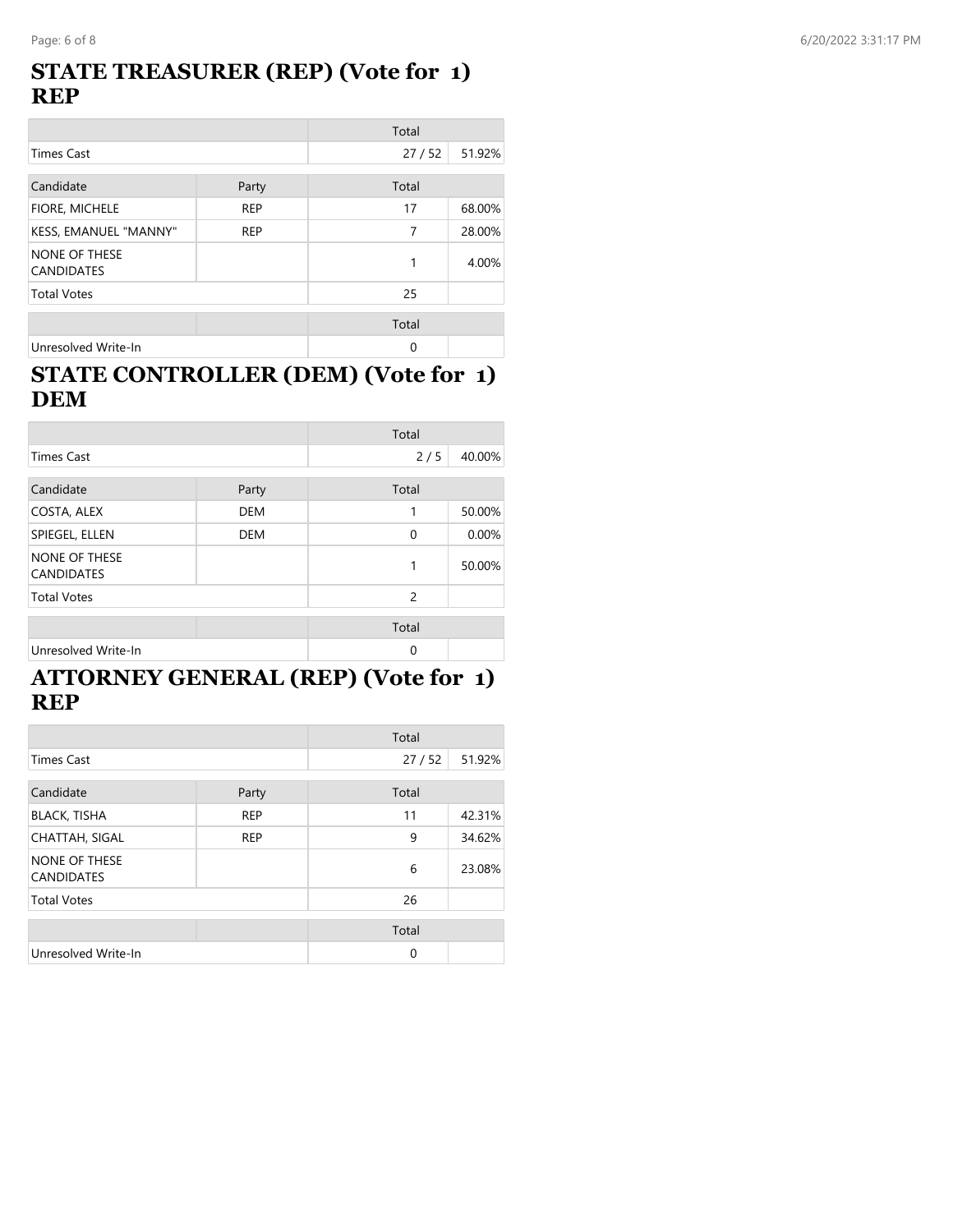## STATE TREASURER (REP) (Vote for 1) REP

| | | Total | |
|---|---|---|---|
| Times Cast | | 27 / 52 | 51.92% |

| Candidate | Party | Total | |
|---|---|---|---|
| FIORE, MICHELE | REP | 17 | 68.00% |
| KESS, EMANUEL "MANNY" | REP | 7 | 28.00% |
| NONE OF THESE CANDIDATES | | 1 | 4.00% |
| Total Votes | | 25 | |

| | | Total | |
|---|---|---|---|
| Unresolved Write-In | | 0 | |

## STATE CONTROLLER (DEM) (Vote for 1) DEM

| | | Total | |
|---|---|---|---|
| Times Cast | | 2 / 5 | 40.00% |

| Candidate | Party | Total | |
|---|---|---|---|
| COSTA, ALEX | DEM | 1 | 50.00% |
| SPIEGEL, ELLEN | DEM | 0 | 0.00% |
| NONE OF THESE CANDIDATES | | 1 | 50.00% |
| Total Votes | | 2 | |

| | | Total | |
|---|---|---|---|
| Unresolved Write-In | | 0 | |

## ATTORNEY GENERAL (REP) (Vote for 1) REP

| | | Total | |
|---|---|---|---|
| Times Cast | | 27 / 52 | 51.92% |

| Candidate | Party | Total | |
|---|---|---|---|
| BLACK, TISHA | REP | 11 | 42.31% |
| CHATTAH, SIGAL | REP | 9 | 34.62% |
| NONE OF THESE CANDIDATES | | 6 | 23.08% |
| Total Votes | | 26 | |

| | | Total | |
|---|---|---|---|
| Unresolved Write-In | | 0 | |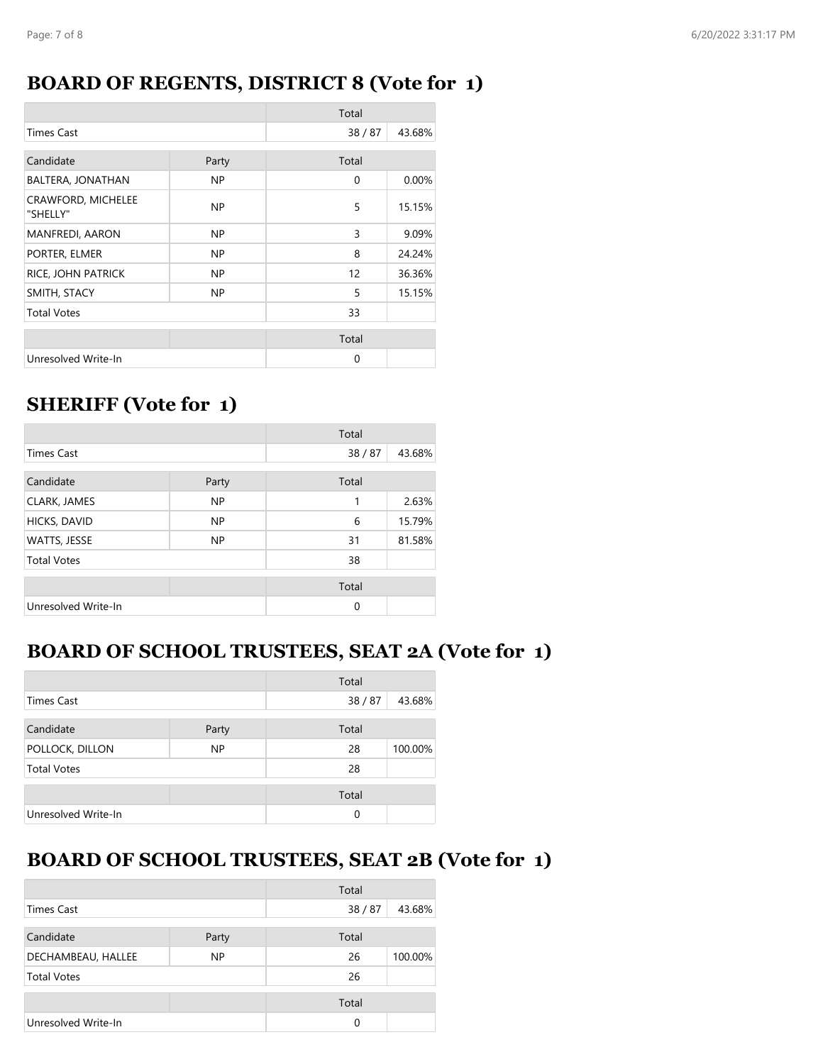## BOARD OF REGENTS, DISTRICT 8 (Vote for 1)

| | | Total | |
|---|---|---|---|
| Times Cast | | 38 / 87 | 43.68% |
| Candidate | Party | Total | |
| BALTERA, JONATHAN | NP | 0 | 0.00% |
| CRAWFORD, MICHELEE "SHELLY" | NP | 5 | 15.15% |
| MANFREDI, AARON | NP | 3 | 9.09% |
| PORTER, ELMER | NP | 8 | 24.24% |
| RICE, JOHN PATRICK | NP | 12 | 36.36% |
| SMITH, STACY | NP | 5 | 15.15% |
| Total Votes | | 33 | |

| | | Total | |
|---|---|---|---|
| Unresolved Write-In | | 0 | |

## SHERIFF (Vote for 1)

| | | Total | |
|---|---|---|---|
| Times Cast | | 38 / 87 | 43.68% |
| Candidate | Party | Total | |
| CLARK, JAMES | NP | 1 | 2.63% |
| HICKS, DAVID | NP | 6 | 15.79% |
| WATTS, JESSE | NP | 31 | 81.58% |
| Total Votes | | 38 | |

| | | Total | |
|---|---|---|---|
| Unresolved Write-In | | 0 | |

## BOARD OF SCHOOL TRUSTEES, SEAT 2A (Vote for 1)

| | | Total | |
|---|---|---|---|
| Times Cast | | 38 / 87 | 43.68% |
| Candidate | Party | Total | |
| POLLOCK, DILLON | NP | 28 | 100.00% |
| Total Votes | | 28 | |

| | | Total | |
|---|---|---|---|
| Unresolved Write-In | | 0 | |

## BOARD OF SCHOOL TRUSTEES, SEAT 2B (Vote for 1)

| | | Total | |
|---|---|---|---|
| Times Cast | | 38 / 87 | 43.68% |
| Candidate | Party | Total | |
| DECHAMBEAU, HALLEE | NP | 26 | 100.00% |
| Total Votes | | 26 | |

| | | Total | |
|---|---|---|---|
| Unresolved Write-In | | 0 | |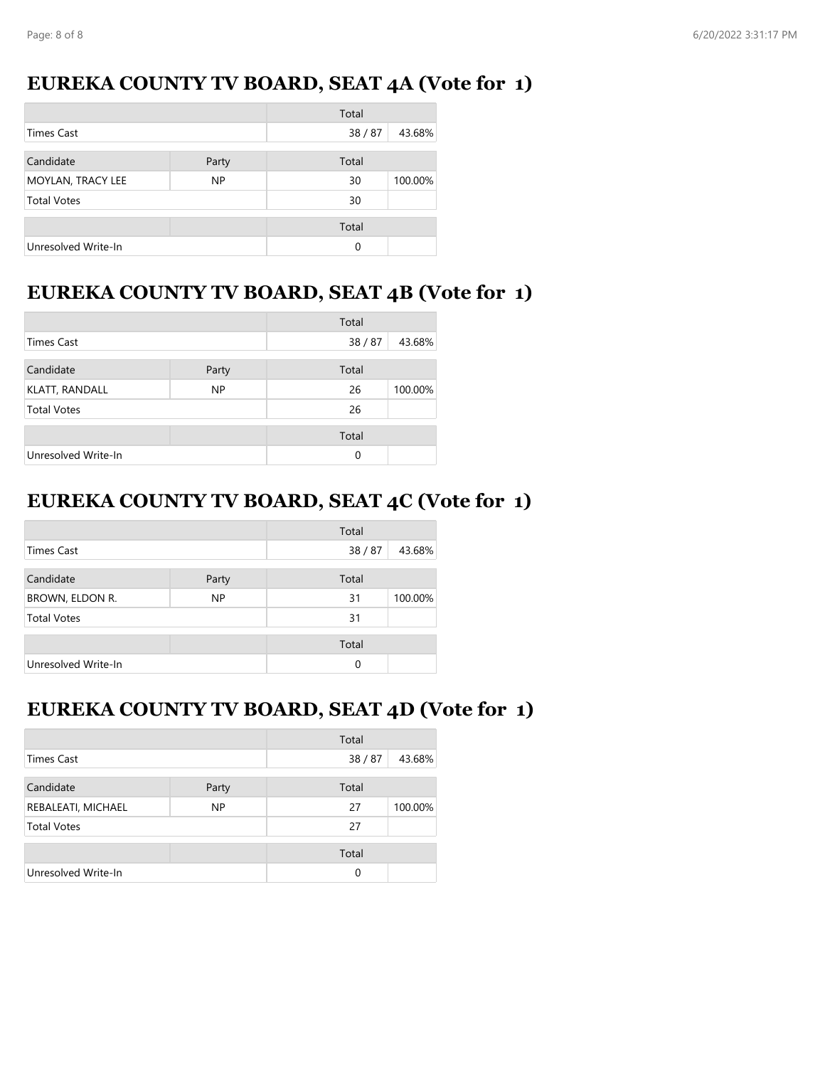## EUREKA COUNTY TV BOARD, SEAT 4A (Vote for 1)

| | | Total | |
|---|---|---|---|
| Times Cast | | 38 / 87 | 43.68% |
| Candidate | Party | Total | |
| MOYLAN, TRACY LEE | NP | 30 | 100.00% |
| Total Votes | | 30 | |
| | | Total | |
| Unresolved Write-In | | 0 | |

## EUREKA COUNTY TV BOARD, SEAT 4B (Vote for 1)

| | | Total | |
|---|---|---|---|
| Times Cast | | 38 / 87 | 43.68% |
| Candidate | Party | Total | |
| KLATT, RANDALL | NP | 26 | 100.00% |
| Total Votes | | 26 | |
| | | Total | |
| Unresolved Write-In | | 0 | |

## EUREKA COUNTY TV BOARD, SEAT 4C (Vote for 1)

| | | Total | |
|---|---|---|---|
| Times Cast | | 38 / 87 | 43.68% |
| Candidate | Party | Total | |
| BROWN, ELDON R. | NP | 31 | 100.00% |
| Total Votes | | 31 | |
| | | Total | |
| Unresolved Write-In | | 0 | |

## EUREKA COUNTY TV BOARD, SEAT 4D (Vote for 1)

| | | Total | |
|---|---|---|---|
| Times Cast | | 38 / 87 | 43.68% |
| Candidate | Party | Total | |
| REBALEATI, MICHAEL | NP | 27 | 100.00% |
| Total Votes | | 27 | |
| | | Total | |
| Unresolved Write-In | | 0 | |